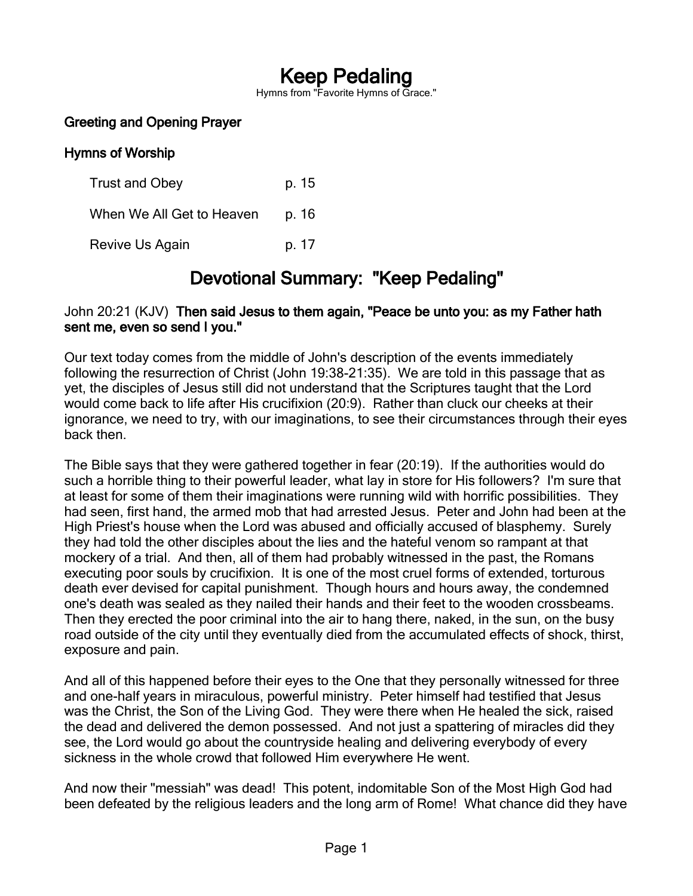# Keep Pedaling

Hymns from "Favorite Hymns of Grace."

### Greeting and Opening Prayer

### Hymns of Worship

| | |
|---|---|
| Trust and Obey | p. 15 |
| When We All Get to Heaven | p. 16 |
| Revive Us Again | p. 17 |

## Devotional Summary: "Keep Pedaling"

John 20:21 (KJV) **Then said Jesus to them again, "Peace be unto you: as my Father hath sent me, even so send I you."**

Our text today comes from the middle of John's description of the events immediately following the resurrection of Christ (John 19:38-21:35). We are told in this passage that as yet, the disciples of Jesus still did not understand that the Scriptures taught that the Lord would come back to life after His crucifixion (20:9). Rather than cluck our cheeks at their ignorance, we need to try, with our imaginations, to see their circumstances through their eyes back then.

The Bible says that they were gathered together in fear (20:19). If the authorities would do such a horrible thing to their powerful leader, what lay in store for His followers? I'm sure that at least for some of them their imaginations were running wild with horrific possibilities. They had seen, first hand, the armed mob that had arrested Jesus. Peter and John had been at the High Priest's house when the Lord was abused and officially accused of blasphemy. Surely they had told the other disciples about the lies and the hateful venom so rampant at that mockery of a trial. And then, all of them had probably witnessed in the past, the Romans executing poor souls by crucifixion. It is one of the most cruel forms of extended, torturous death ever devised for capital punishment. Though hours and hours away, the condemned one's death was sealed as they nailed their hands and their feet to the wooden crossbeams. Then they erected the poor criminal into the air to hang there, naked, in the sun, on the busy road outside of the city until they eventually died from the accumulated effects of shock, thirst, exposure and pain.

And all of this happened before their eyes to the One that they personally witnessed for three and one-half years in miraculous, powerful ministry. Peter himself had testified that Jesus was the Christ, the Son of the Living God. They were there when He healed the sick, raised the dead and delivered the demon possessed. And not just a spattering of miracles did they see, the Lord would go about the countryside healing and delivering everybody of every sickness in the whole crowd that followed Him everywhere He went.

And now their "messiah" was dead! This potent, indomitable Son of the Most High God had been defeated by the religious leaders and the long arm of Rome! What chance did they have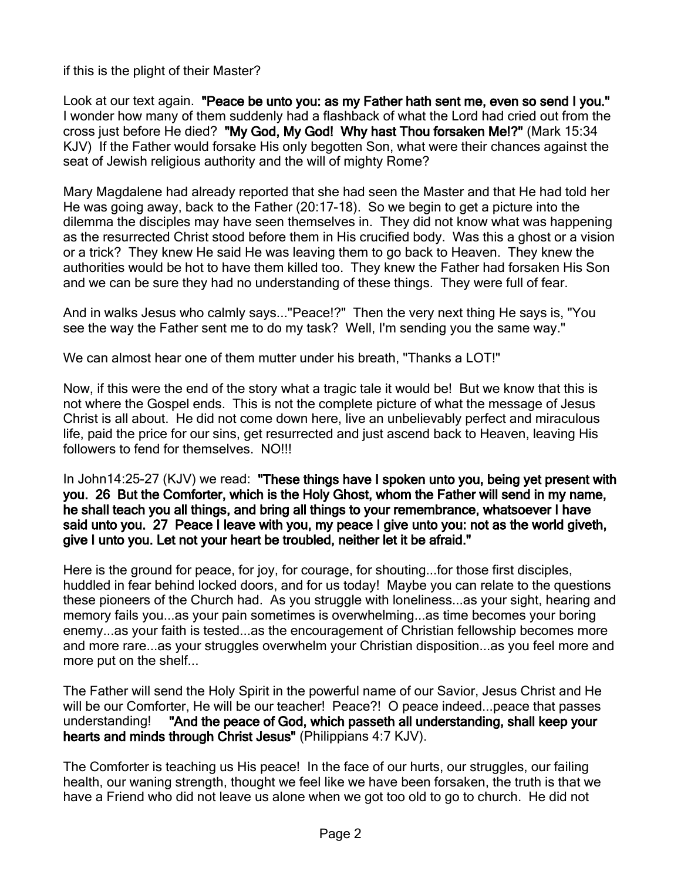if this is the plight of their Master?

Look at our text again. **"Peace be unto you: as my Father hath sent me, even so send I you."** I wonder how many of them suddenly had a flashback of what the Lord had cried out from the cross just before He died? **"My God, My God! Why hast Thou forsaken Me!?"** (Mark 15:34 KJV) If the Father would forsake His only begotten Son, what were their chances against the seat of Jewish religious authority and the will of mighty Rome?

Mary Magdalene had already reported that she had seen the Master and that He had told her He was going away, back to the Father (20:17-18). So we begin to get a picture into the dilemma the disciples may have seen themselves in. They did not know what was happening as the resurrected Christ stood before them in His crucified body. Was this a ghost or a vision or a trick? They knew He said He was leaving them to go back to Heaven. They knew the authorities would be hot to have them killed too. They knew the Father had forsaken His Son and we can be sure they had no understanding of these things. They were full of fear.

And in walks Jesus who calmly says..."Peace!?" Then the very next thing He says is, "You see the way the Father sent me to do my task? Well, I'm sending you the same way."

We can almost hear one of them mutter under his breath, "Thanks a LOT!"

Now, if this were the end of the story what a tragic tale it would be! But we know that this is not where the Gospel ends. This is not the complete picture of what the message of Jesus Christ is all about. He did not come down here, live an unbelievably perfect and miraculous life, paid the price for our sins, get resurrected and just ascend back to Heaven, leaving His followers to fend for themselves. NO!!!

In John14:25-27 (KJV) we read: **"These things have I spoken unto you, being yet present with you. 26 But the Comforter, which is the Holy Ghost, whom the Father will send in my name, he shall teach you all things, and bring all things to your remembrance, whatsoever I have said unto you. 27 Peace I leave with you, my peace I give unto you: not as the world giveth, give I unto you. Let not your heart be troubled, neither let it be afraid."**

Here is the ground for peace, for joy, for courage, for shouting...for those first disciples, huddled in fear behind locked doors, and for us today! Maybe you can relate to the questions these pioneers of the Church had. As you struggle with loneliness...as your sight, hearing and memory fails you...as your pain sometimes is overwhelming...as time becomes your boring enemy...as your faith is tested...as the encouragement of Christian fellowship becomes more and more rare...as your struggles overwhelm your Christian disposition...as you feel more and more put on the shelf...

The Father will send the Holy Spirit in the powerful name of our Savior, Jesus Christ and He will be our Comforter, He will be our teacher! Peace?! O peace indeed...peace that passes understanding! **"And the peace of God, which passeth all understanding, shall keep your hearts and minds through Christ Jesus"** (Philippians 4:7 KJV).

The Comforter is teaching us His peace! In the face of our hurts, our struggles, our failing health, our waning strength, thought we feel like we have been forsaken, the truth is that we have a Friend who did not leave us alone when we got too old to go to church. He did not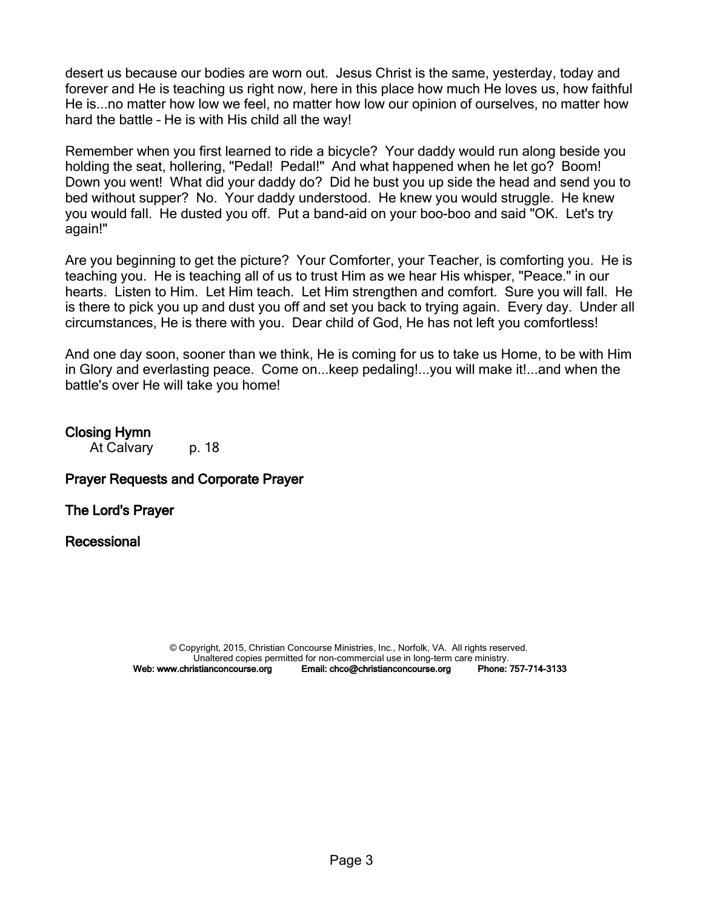desert us because our bodies are worn out. Jesus Christ is the same, yesterday, today and forever and He is teaching us right now, here in this place how much He loves us, how faithful He is...no matter how low we feel, no matter how low our opinion of ourselves, no matter how hard the battle – He is with His child all the way!

Remember when you first learned to ride a bicycle? Your daddy would run along beside you holding the seat, hollering, "Pedal! Pedal!" And what happened when he let go? Boom! Down you went! What did your daddy do? Did he bust you up side the head and send you to bed without supper? No. Your daddy understood. He knew you would struggle. He knew you would fall. He dusted you off. Put a band-aid on your boo-boo and said "OK. Let's try again!"

Are you beginning to get the picture? Your Comforter, your Teacher, is comforting you. He is teaching you. He is teaching all of us to trust Him as we hear His whisper, "Peace." in our hearts. Listen to Him. Let Him teach. Let Him strengthen and comfort. Sure you will fall. He is there to pick you up and dust you off and set you back to trying again. Every day. Under all circumstances, He is there with you. Dear child of God, He has not left you comfortless!

And one day soon, sooner than we think, He is coming for us to take us Home, to be with Him in Glory and everlasting peace. Come on...keep pedaling!...you will make it!...and when the battle's over He will take you home!

**Closing Hymn**

At Calvary p. 18

**Prayer Requests and Corporate Prayer**

**The Lord's Prayer**

**Recessional**

© Copyright, 2015, Christian Concourse Ministries, Inc., Norfolk, VA. All rights reserved.
Unaltered copies permitted for non-commercial use in long-term care ministry.
**Web: www.christianconcourse.org Email: chco@christianconcourse.org Phone: 757-714-3133**